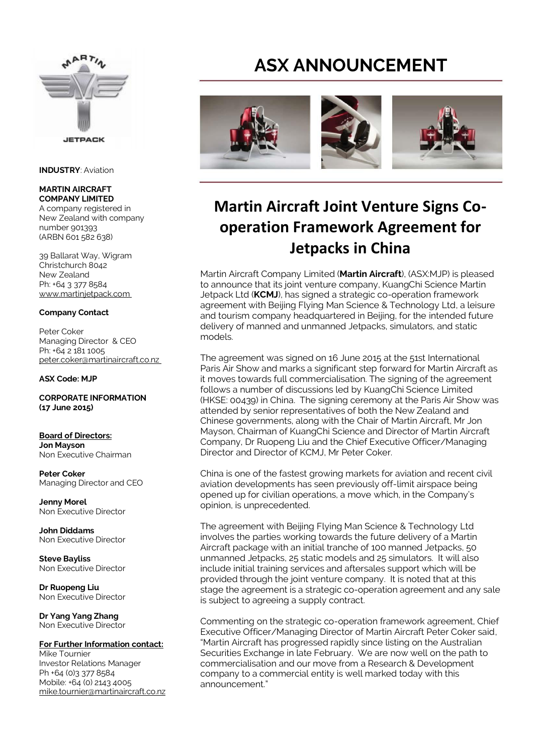**INDUSTRY**: Aviation

**MARTIN AIRCRAFT COMPANY LIMITED**
A company registered in New Zealand with company number 901393
(ARBN 601 582 638)

39 Ballarat Way, Wigram
Christchurch 8042
New Zealand
Ph: +64 3 377 8584
www.martinjetpack.com

**Company Contact**

Peter Coker
Managing Director & CEO
Ph: +64 2 181 1005
peter.coker@martinaircraft.co.nz

**ASX Code: MJP**

**CORPORATE INFORMATION (17 June 2015)**

**Board of Directors:**

**Jon Mayson**
Non Executive Chairman

**Peter Coker**
Managing Director and CEO

**Jenny Morel**
Non Executive Director

**John Diddams**
Non Executive Director

**Steve Bayliss**
Non Executive Director

**Dr Ruopeng Liu**
Non Executive Director

**Dr Yang Yang Zhang**
Non Executive Director

**For Further Information contact:**
Mike Tournier
Investor Relations Manager
Ph +64 (0)3 377 8584
Mobile: +64 (0) 2143 4005
mike.tournier@martinaircraft.co.nz

# ASX ANNOUNCEMENT

## Martin Aircraft Joint Venture Signs Co-operation Framework Agreement for Jetpacks in China

Martin Aircraft Company Limited (**Martin Aircraft**), (ASX:MJP) is pleased to announce that its joint venture company, KuangChi Science Martin Jetpack Ltd (**KCMJ**), has signed a strategic co-operation framework agreement with Beijing Flying Man Science & Technology Ltd, a leisure and tourism company headquartered in Beijing, for the intended future delivery of manned and unmanned Jetpacks, simulators, and static models.

The agreement was signed on 16 June 2015 at the 51st International Paris Air Show and marks a significant step forward for Martin Aircraft as it moves towards full commercialisation. The signing of the agreement follows a number of discussions led by KuangChi Science Limited (HKSE: 00439) in China. The signing ceremony at the Paris Air Show was attended by senior representatives of both the New Zealand and Chinese governments, along with the Chair of Martin Aircraft, Mr Jon Mayson, Chairman of KuangChi Science and Director of Martin Aircraft Company, Dr Ruopeng Liu and the Chief Executive Officer/Managing Director and Director of KCMJ, Mr Peter Coker.

China is one of the fastest growing markets for aviation and recent civil aviation developments has seen previously off-limit airspace being opened up for civilian operations, a move which, in the Company's opinion, is unprecedented.

The agreement with Beijing Flying Man Science & Technology Ltd involves the parties working towards the future delivery of a Martin Aircraft package with an initial tranche of 100 manned Jetpacks, 50 unmanned Jetpacks, 25 static models and 25 simulators. It will also include initial training services and aftersales support which will be provided through the joint venture company. It is noted that at this stage the agreement is a strategic co-operation agreement and any sale is subject to agreeing a supply contract.

Commenting on the strategic co-operation framework agreement, Chief Executive Officer/Managing Director of Martin Aircraft Peter Coker said, "Martin Aircraft has progressed rapidly since listing on the Australian Securities Exchange in late February. We are now well on the path to commercialisation and our move from a Research & Development company to a commercial entity is well marked today with this announcement."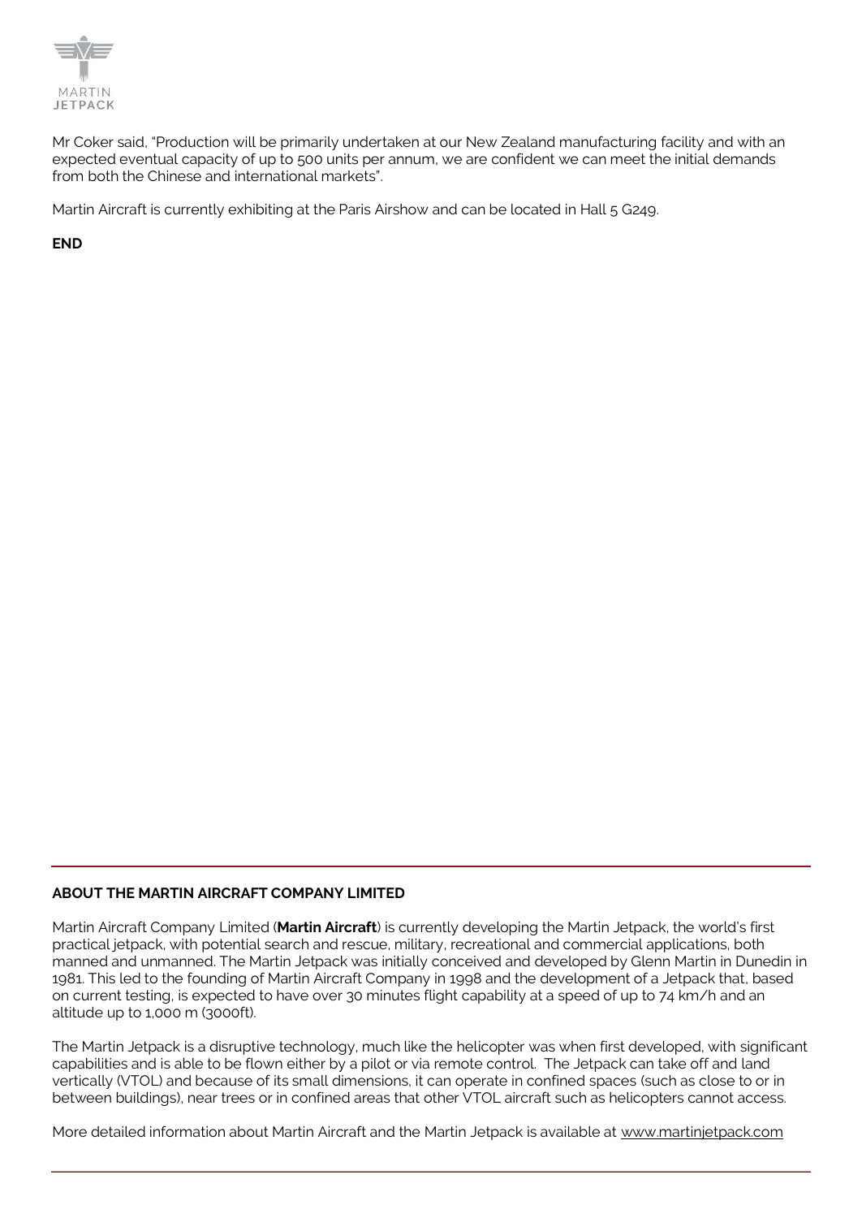Mr Coker said, “Production will be primarily undertaken at our New Zealand manufacturing facility and with an expected eventual capacity of up to 500 units per annum, we are confident we can meet the initial demands from both the Chinese and international markets”.

Martin Aircraft is currently exhibiting at the Paris Airshow and can be located in Hall 5 G249.

**END**

---

**ABOUT THE MARTIN AIRCRAFT COMPANY LIMITED**

Martin Aircraft Company Limited (**Martin Aircraft**) is currently developing the Martin Jetpack, the world's first practical jetpack, with potential search and rescue, military, recreational and commercial applications, both manned and unmanned. The Martin Jetpack was initially conceived and developed by Glenn Martin in Dunedin in 1981. This led to the founding of Martin Aircraft Company in 1998 and the development of a Jetpack that, based on current testing, is expected to have over 30 minutes flight capability at a speed of up to 74 km/h and an altitude up to 1,000 m (3000ft).

The Martin Jetpack is a disruptive technology, much like the helicopter was when first developed, with significant capabilities and is able to be flown either by a pilot or via remote control. The Jetpack can take off and land vertically (VTOL) and because of its small dimensions, it can operate in confined spaces (such as close to or in between buildings), near trees or in confined areas that other VTOL aircraft such as helicopters cannot access.

More detailed information about Martin Aircraft and the Martin Jetpack is available at www.martinjetpack.com

---